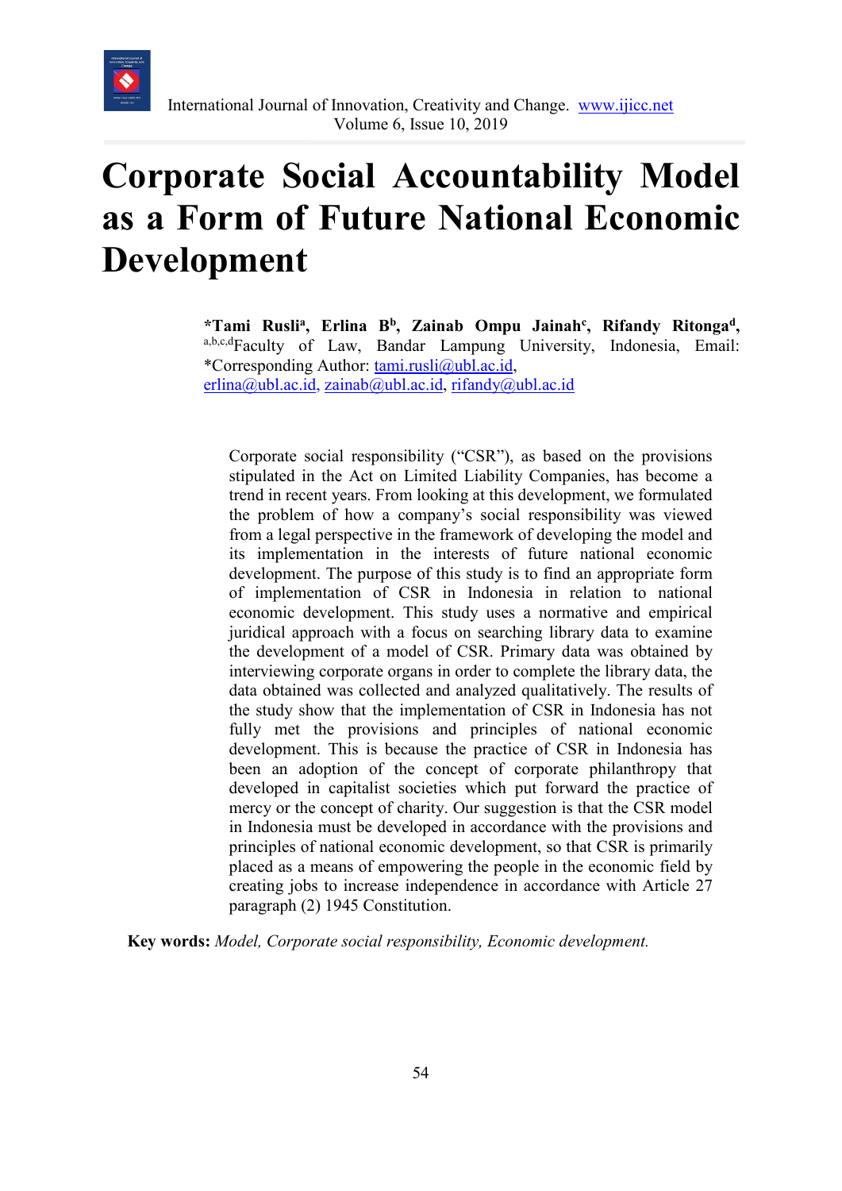# Corporate Social Accountability Model as a Form of Future National Economic Development

**\*Tami Rusli[a], Erlina B[b], Zainab Ompu Jainah[c], Rifandy Ritonga[d],** [a,b,c,d]Faculty of Law, Bandar Lampung University, Indonesia, Email: \*Corresponding Author: tami.rusli@ubl.ac.id, erlina@ubl.ac.id, zainab@ubl.ac.id, rifandy@ubl.ac.id

Corporate social responsibility ("CSR"), as based on the provisions stipulated in the Act on Limited Liability Companies, has become a trend in recent years. From looking at this development, we formulated the problem of how a company's social responsibility was viewed from a legal perspective in the framework of developing the model and its implementation in the interests of future national economic development. The purpose of this study is to find an appropriate form of implementation of CSR in Indonesia in relation to national economic development. This study uses a normative and empirical juridical approach with a focus on searching library data to examine the development of a model of CSR. Primary data was obtained by interviewing corporate organs in order to complete the library data, the data obtained was collected and analyzed qualitatively. The results of the study show that the implementation of CSR in Indonesia has not fully met the provisions and principles of national economic development. This is because the practice of CSR in Indonesia has been an adoption of the concept of corporate philanthropy that developed in capitalist societies which put forward the practice of mercy or the concept of charity. Our suggestion is that the CSR model in Indonesia must be developed in accordance with the provisions and principles of national economic development, so that CSR is primarily placed as a means of empowering the people in the economic field by creating jobs to increase independence in accordance with Article 27 paragraph (2) 1945 Constitution.

**Key words:** *Model, Corporate social responsibility, Economic development.*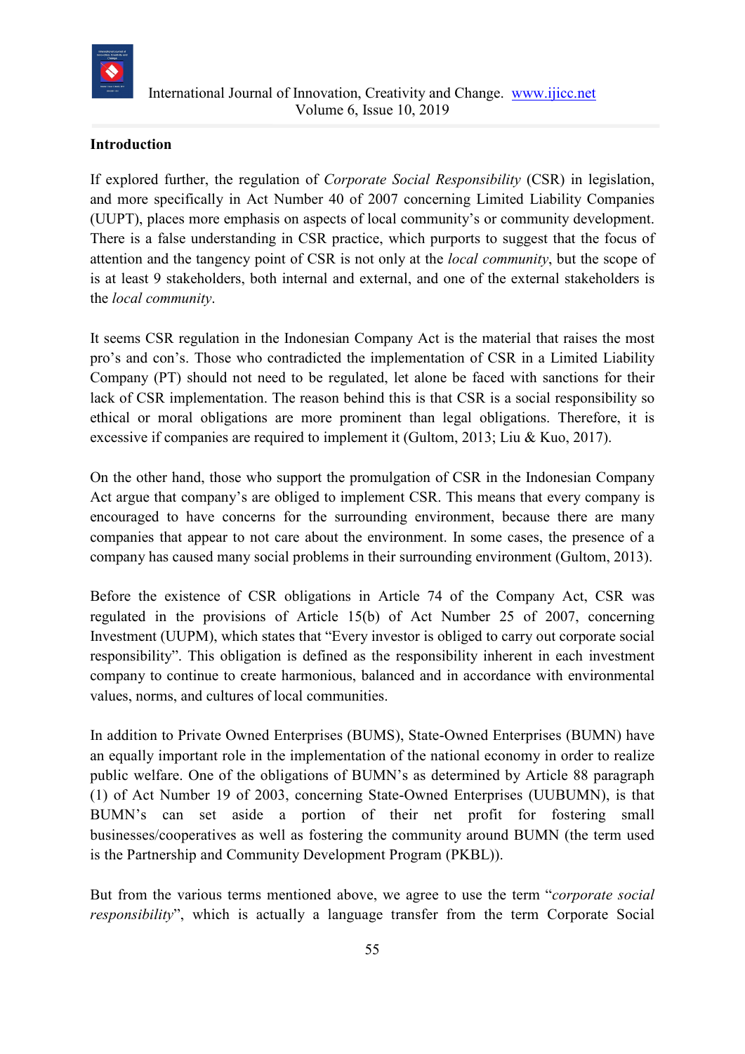## Introduction

If explored further, the regulation of *Corporate Social Responsibility* (CSR) in legislation, and more specifically in Act Number 40 of 2007 concerning Limited Liability Companies (UUPT), places more emphasis on aspects of local community's or community development. There is a false understanding in CSR practice, which purports to suggest that the focus of attention and the tangency point of CSR is not only at the *local community*, but the scope of is at least 9 stakeholders, both internal and external, and one of the external stakeholders is the *local community*.

It seems CSR regulation in the Indonesian Company Act is the material that raises the most pro's and con's. Those who contradicted the implementation of CSR in a Limited Liability Company (PT) should not need to be regulated, let alone be faced with sanctions for their lack of CSR implementation. The reason behind this is that CSR is a social responsibility so ethical or moral obligations are more prominent than legal obligations. Therefore, it is excessive if companies are required to implement it (Gultom, 2013; Liu & Kuo, 2017).

On the other hand, those who support the promulgation of CSR in the Indonesian Company Act argue that company's are obliged to implement CSR. This means that every company is encouraged to have concerns for the surrounding environment, because there are many companies that appear to not care about the environment. In some cases, the presence of a company has caused many social problems in their surrounding environment (Gultom, 2013).

Before the existence of CSR obligations in Article 74 of the Company Act, CSR was regulated in the provisions of Article 15(b) of Act Number 25 of 2007, concerning Investment (UUPM), which states that "Every investor is obliged to carry out corporate social responsibility". This obligation is defined as the responsibility inherent in each investment company to continue to create harmonious, balanced and in accordance with environmental values, norms, and cultures of local communities.

In addition to Private Owned Enterprises (BUMS), State-Owned Enterprises (BUMN) have an equally important role in the implementation of the national economy in order to realize public welfare. One of the obligations of BUMN's as determined by Article 88 paragraph (1) of Act Number 19 of 2003, concerning State-Owned Enterprises (UUBUMN), is that BUMN's can set aside a portion of their net profit for fostering small businesses/cooperatives as well as fostering the community around BUMN (the term used is the Partnership and Community Development Program (PKBL)).

But from the various terms mentioned above, we agree to use the term "*corporate social responsibility*", which is actually a language transfer from the term Corporate Social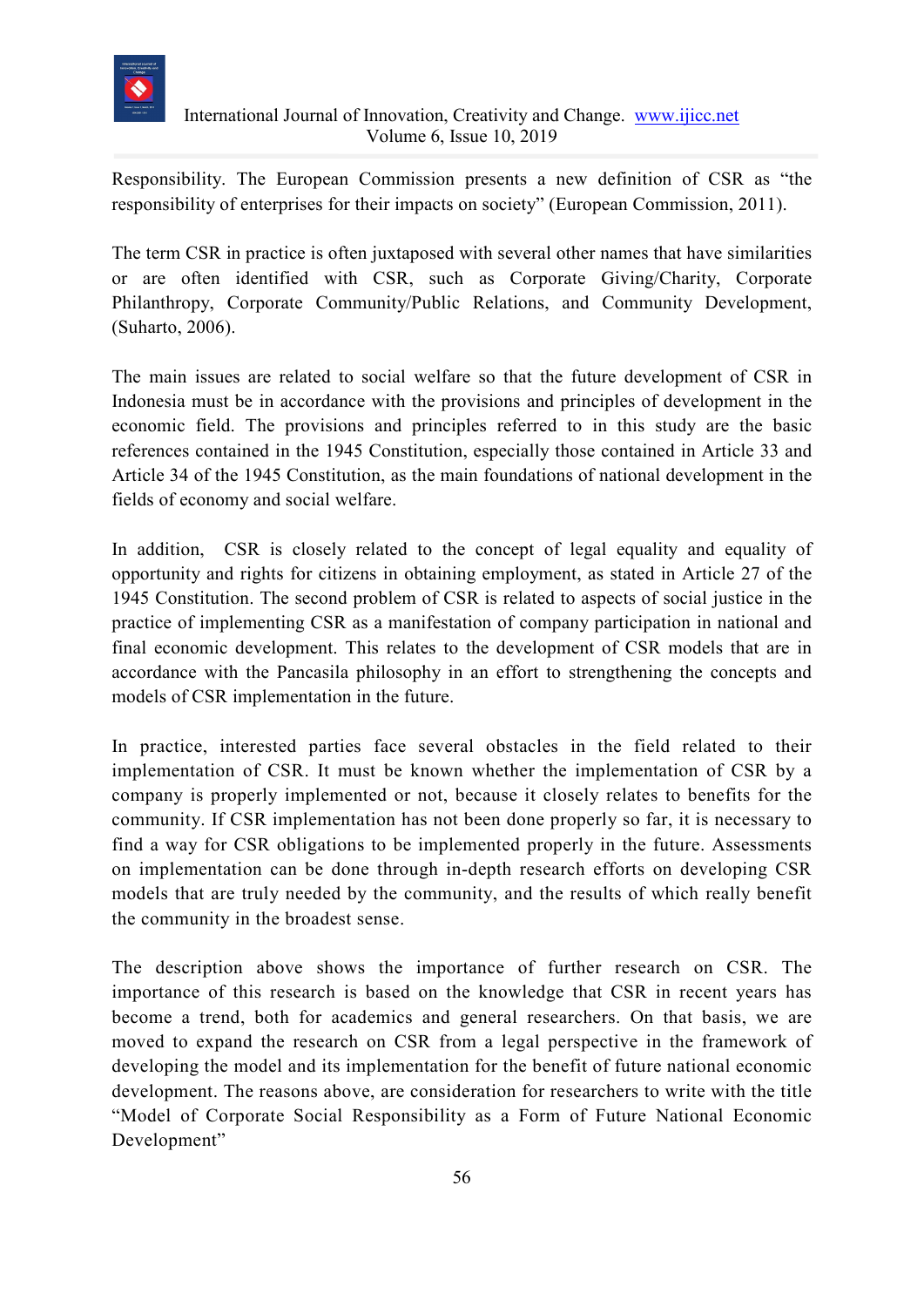Responsibility. The European Commission presents a new definition of CSR as "the responsibility of enterprises for their impacts on society" (European Commission, 2011).

The term CSR in practice is often juxtaposed with several other names that have similarities or are often identified with CSR, such as Corporate Giving/Charity, Corporate Philanthropy, Corporate Community/Public Relations, and Community Development, (Suharto, 2006).

The main issues are related to social welfare so that the future development of CSR in Indonesia must be in accordance with the provisions and principles of development in the economic field. The provisions and principles referred to in this study are the basic references contained in the 1945 Constitution, especially those contained in Article 33 and Article 34 of the 1945 Constitution, as the main foundations of national development in the fields of economy and social welfare.

In addition, CSR is closely related to the concept of legal equality and equality of opportunity and rights for citizens in obtaining employment, as stated in Article 27 of the 1945 Constitution. The second problem of CSR is related to aspects of social justice in the practice of implementing CSR as a manifestation of company participation in national and final economic development. This relates to the development of CSR models that are in accordance with the Pancasila philosophy in an effort to strengthening the concepts and models of CSR implementation in the future.

In practice, interested parties face several obstacles in the field related to their implementation of CSR. It must be known whether the implementation of CSR by a company is properly implemented or not, because it closely relates to benefits for the community. If CSR implementation has not been done properly so far, it is necessary to find a way for CSR obligations to be implemented properly in the future. Assessments on implementation can be done through in-depth research efforts on developing CSR models that are truly needed by the community, and the results of which really benefit the community in the broadest sense.

The description above shows the importance of further research on CSR. The importance of this research is based on the knowledge that CSR in recent years has become a trend, both for academics and general researchers. On that basis, we are moved to expand the research on CSR from a legal perspective in the framework of developing the model and its implementation for the benefit of future national economic development. The reasons above, are consideration for researchers to write with the title "Model of Corporate Social Responsibility as a Form of Future National Economic Development"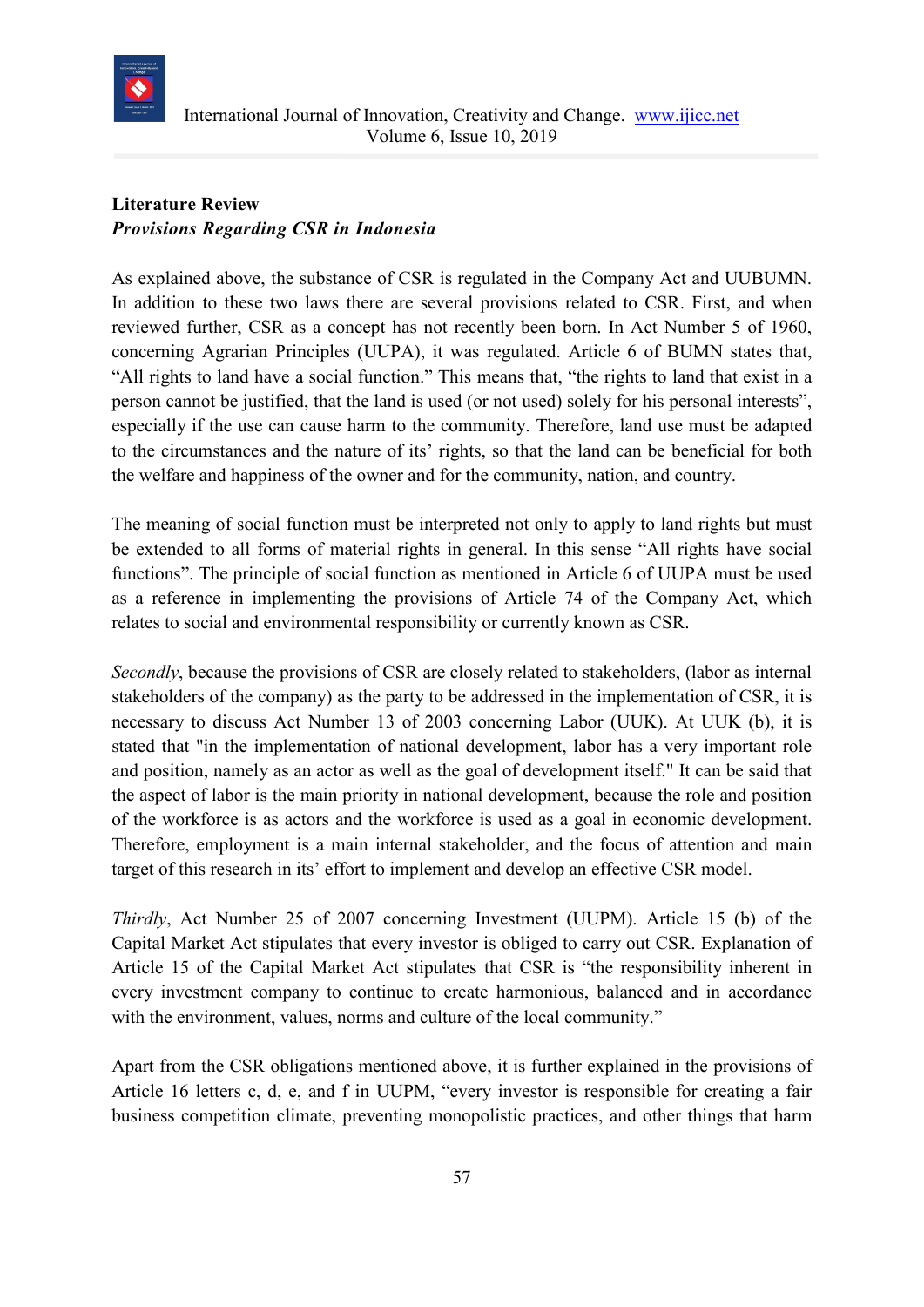## Literature Review

### *Provisions Regarding CSR in Indonesia*

As explained above, the substance of CSR is regulated in the Company Act and UUBUMN. In addition to these two laws there are several provisions related to CSR. First, and when reviewed further, CSR as a concept has not recently been born. In Act Number 5 of 1960, concerning Agrarian Principles (UUPA), it was regulated. Article 6 of BUMN states that, “All rights to land have a social function.” This means that, “the rights to land that exist in a person cannot be justified, that the land is used (or not used) solely for his personal interests”, especially if the use can cause harm to the community. Therefore, land use must be adapted to the circumstances and the nature of its’ rights, so that the land can be beneficial for both the welfare and happiness of the owner and for the community, nation, and country.

The meaning of social function must be interpreted not only to apply to land rights but must be extended to all forms of material rights in general. In this sense “All rights have social functions”. The principle of social function as mentioned in Article 6 of UUPA must be used as a reference in implementing the provisions of Article 74 of the Company Act, which relates to social and environmental responsibility or currently known as CSR.

*Secondly*, because the provisions of CSR are closely related to stakeholders, (labor as internal stakeholders of the company) as the party to be addressed in the implementation of CSR, it is necessary to discuss Act Number 13 of 2003 concerning Labor (UUK). At UUK (b), it is stated that "in the implementation of national development, labor has a very important role and position, namely as an actor as well as the goal of development itself." It can be said that the aspect of labor is the main priority in national development, because the role and position of the workforce is as actors and the workforce is used as a goal in economic development. Therefore, employment is a main internal stakeholder, and the focus of attention and main target of this research in its’ effort to implement and develop an effective CSR model.

*Thirdly*, Act Number 25 of 2007 concerning Investment (UUPM). Article 15 (b) of the Capital Market Act stipulates that every investor is obliged to carry out CSR. Explanation of Article 15 of the Capital Market Act stipulates that CSR is “the responsibility inherent in every investment company to continue to create harmonious, balanced and in accordance with the environment, values, norms and culture of the local community.”

Apart from the CSR obligations mentioned above, it is further explained in the provisions of Article 16 letters c, d, e, and f in UUPM, “every investor is responsible for creating a fair business competition climate, preventing monopolistic practices, and other things that harm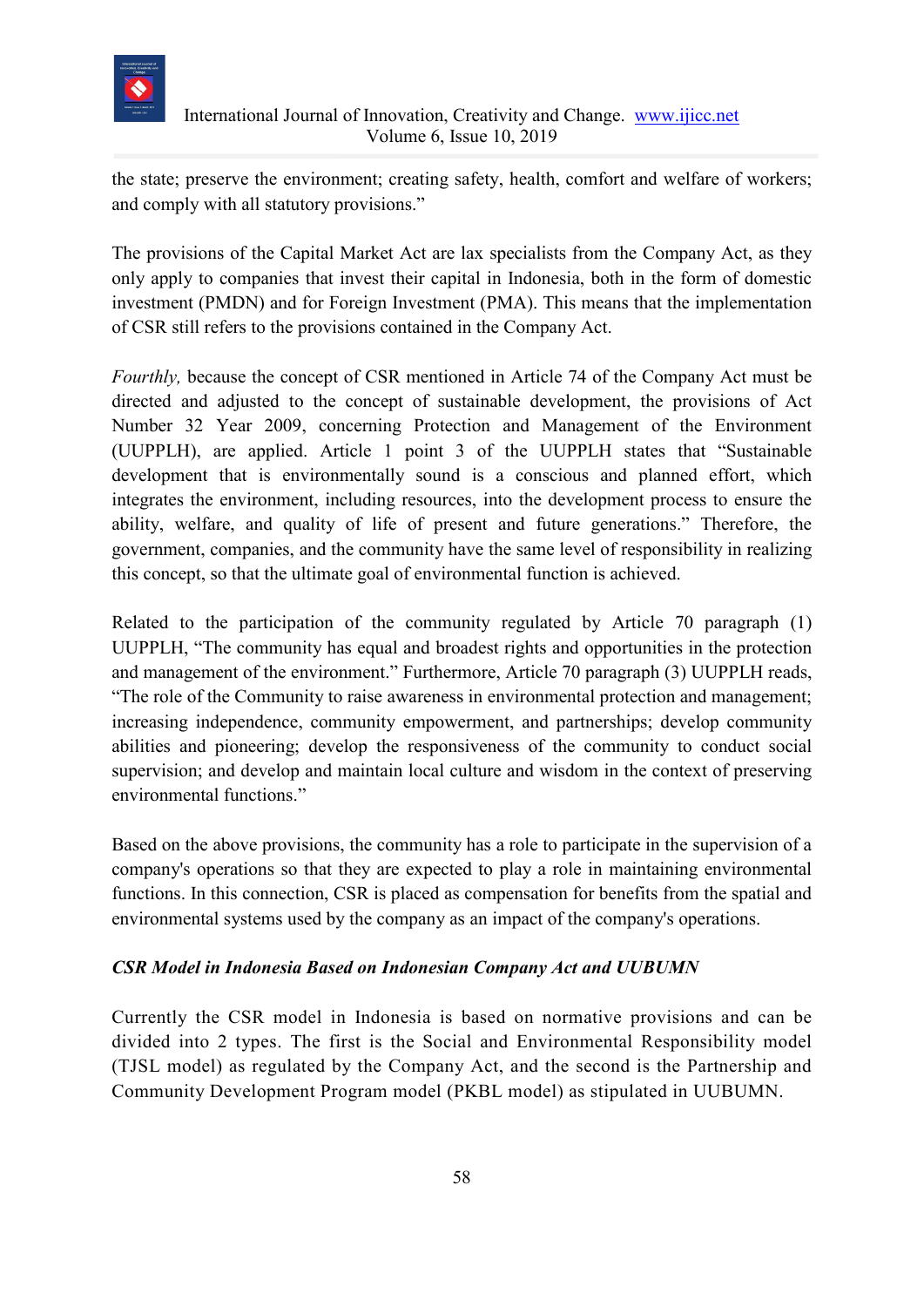the state; preserve the environment; creating safety, health, comfort and welfare of workers; and comply with all statutory provisions."

The provisions of the Capital Market Act are lax specialists from the Company Act, as they only apply to companies that invest their capital in Indonesia, both in the form of domestic investment (PMDN) and for Foreign Investment (PMA). This means that the implementation of CSR still refers to the provisions contained in the Company Act.

*Fourthly,* because the concept of CSR mentioned in Article 74 of the Company Act must be directed and adjusted to the concept of sustainable development, the provisions of Act Number 32 Year 2009, concerning Protection and Management of the Environment (UUPPLH), are applied. Article 1 point 3 of the UUPPLH states that "Sustainable development that is environmentally sound is a conscious and planned effort, which integrates the environment, including resources, into the development process to ensure the ability, welfare, and quality of life of present and future generations." Therefore, the government, companies, and the community have the same level of responsibility in realizing this concept, so that the ultimate goal of environmental function is achieved.

Related to the participation of the community regulated by Article 70 paragraph (1) UUPPLH, "The community has equal and broadest rights and opportunities in the protection and management of the environment." Furthermore, Article 70 paragraph (3) UUPPLH reads, "The role of the Community to raise awareness in environmental protection and management; increasing independence, community empowerment, and partnerships; develop community abilities and pioneering; develop the responsiveness of the community to conduct social supervision; and develop and maintain local culture and wisdom in the context of preserving environmental functions."

Based on the above provisions, the community has a role to participate in the supervision of a company's operations so that they are expected to play a role in maintaining environmental functions. In this connection, CSR is placed as compensation for benefits from the spatial and environmental systems used by the company as an impact of the company's operations.

***CSR Model in Indonesia Based on Indonesian Company Act and UUBUMN***

Currently the CSR model in Indonesia is based on normative provisions and can be divided into 2 types. The first is the Social and Environmental Responsibility model (TJSL model) as regulated by the Company Act, and the second is the Partnership and Community Development Program model (PKBL model) as stipulated in UUBUMN.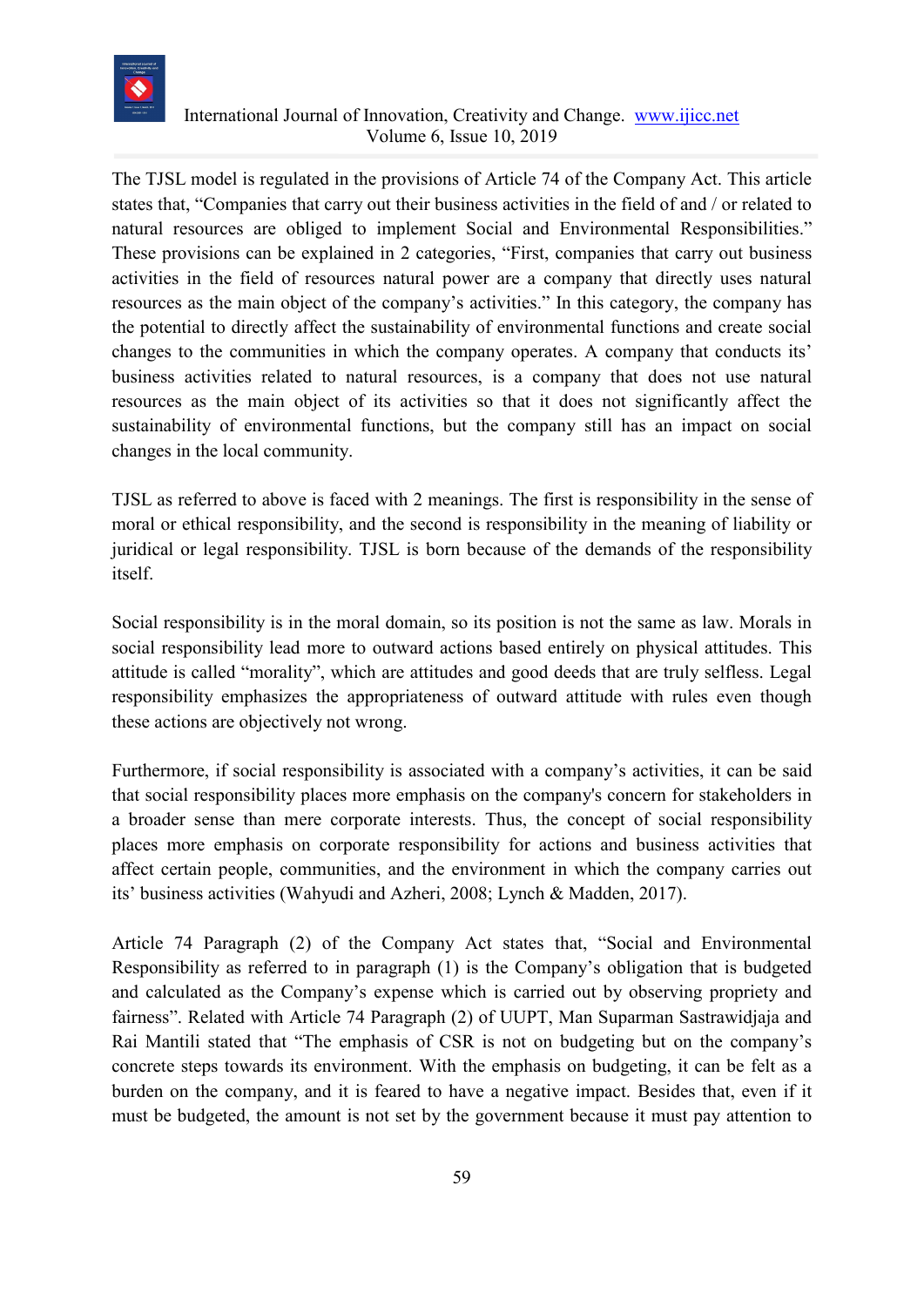The TJSL model is regulated in the provisions of Article 74 of the Company Act. This article states that, “Companies that carry out their business activities in the field of and / or related to natural resources are obliged to implement Social and Environmental Responsibilities.” These provisions can be explained in 2 categories, “First, companies that carry out business activities in the field of resources natural power are a company that directly uses natural resources as the main object of the company’s activities.” In this category, the company has the potential to directly affect the sustainability of environmental functions and create social changes to the communities in which the company operates. A company that conducts its’ business activities related to natural resources, is a company that does not use natural resources as the main object of its activities so that it does not significantly affect the sustainability of environmental functions, but the company still has an impact on social changes in the local community.

TJSL as referred to above is faced with 2 meanings. The first is responsibility in the sense of moral or ethical responsibility, and the second is responsibility in the meaning of liability or juridical or legal responsibility. TJSL is born because of the demands of the responsibility itself.

Social responsibility is in the moral domain, so its position is not the same as law. Morals in social responsibility lead more to outward actions based entirely on physical attitudes. This attitude is called “morality”, which are attitudes and good deeds that are truly selfless. Legal responsibility emphasizes the appropriateness of outward attitude with rules even though these actions are objectively not wrong.

Furthermore, if social responsibility is associated with a company’s activities, it can be said that social responsibility places more emphasis on the company's concern for stakeholders in a broader sense than mere corporate interests. Thus, the concept of social responsibility places more emphasis on corporate responsibility for actions and business activities that affect certain people, communities, and the environment in which the company carries out its’ business activities (Wahyudi and Azheri, 2008; Lynch & Madden, 2017).

Article 74 Paragraph (2) of the Company Act states that, “Social and Environmental Responsibility as referred to in paragraph (1) is the Company’s obligation that is budgeted and calculated as the Company’s expense which is carried out by observing propriety and fairness”. Related with Article 74 Paragraph (2) of UUPT, Man Suparman Sastrawidjaja and Rai Mantili stated that “The emphasis of CSR is not on budgeting but on the company’s concrete steps towards its environment. With the emphasis on budgeting, it can be felt as a burden on the company, and it is feared to have a negative impact. Besides that, even if it must be budgeted, the amount is not set by the government because it must pay attention to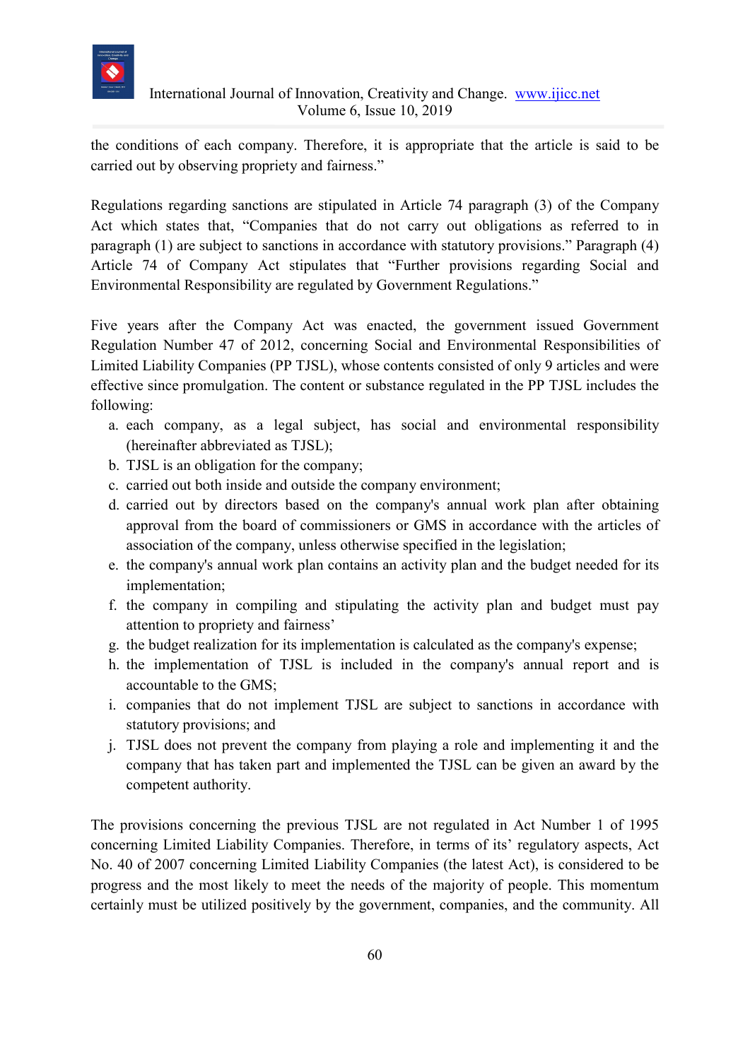the conditions of each company. Therefore, it is appropriate that the article is said to be carried out by observing propriety and fairness."

Regulations regarding sanctions are stipulated in Article 74 paragraph (3) of the Company Act which states that, "Companies that do not carry out obligations as referred to in paragraph (1) are subject to sanctions in accordance with statutory provisions." Paragraph (4) Article 74 of Company Act stipulates that "Further provisions regarding Social and Environmental Responsibility are regulated by Government Regulations."

Five years after the Company Act was enacted, the government issued Government Regulation Number 47 of 2012, concerning Social and Environmental Responsibilities of Limited Liability Companies (PP TJSL), whose contents consisted of only 9 articles and were effective since promulgation. The content or substance regulated in the PP TJSL includes the following:

a. each company, as a legal subject, has social and environmental responsibility (hereinafter abbreviated as TJSL);
b. TJSL is an obligation for the company;
c. carried out both inside and outside the company environment;
d. carried out by directors based on the company's annual work plan after obtaining approval from the board of commissioners or GMS in accordance with the articles of association of the company, unless otherwise specified in the legislation;
e. the company's annual work plan contains an activity plan and the budget needed for its implementation;
f. the company in compiling and stipulating the activity plan and budget must pay attention to propriety and fairness'
g. the budget realization for its implementation is calculated as the company's expense;
h. the implementation of TJSL is included in the company's annual report and is accountable to the GMS;
i. companies that do not implement TJSL are subject to sanctions in accordance with statutory provisions; and
j. TJSL does not prevent the company from playing a role and implementing it and the company that has taken part and implemented the TJSL can be given an award by the competent authority.

The provisions concerning the previous TJSL are not regulated in Act Number 1 of 1995 concerning Limited Liability Companies. Therefore, in terms of its' regulatory aspects, Act No. 40 of 2007 concerning Limited Liability Companies (the latest Act), is considered to be progress and the most likely to meet the needs of the majority of people. This momentum certainly must be utilized positively by the government, companies, and the community. All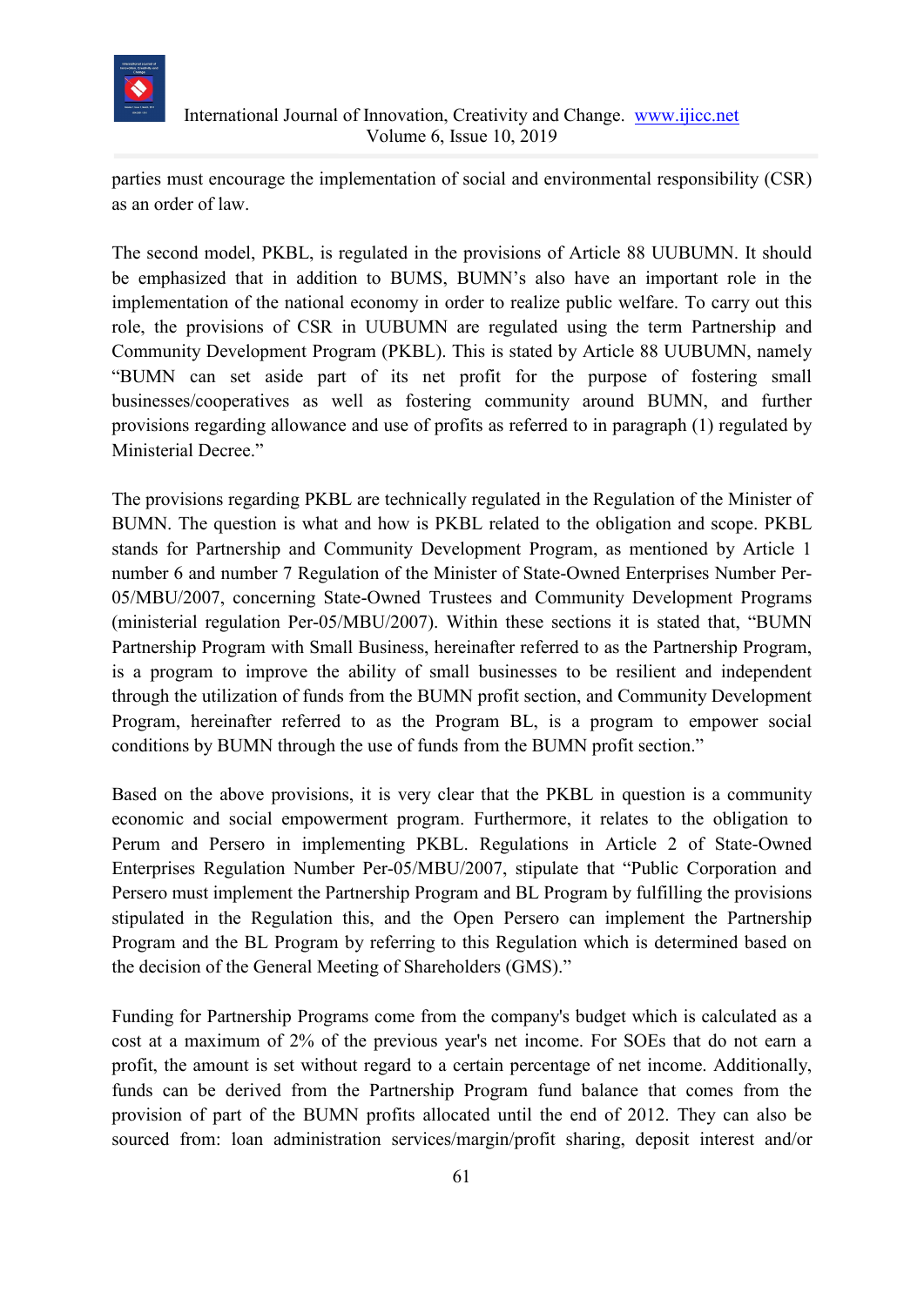parties must encourage the implementation of social and environmental responsibility (CSR) as an order of law.

The second model, PKBL, is regulated in the provisions of Article 88 UUBUMN. It should be emphasized that in addition to BUMS, BUMN's also have an important role in the implementation of the national economy in order to realize public welfare. To carry out this role, the provisions of CSR in UUBUMN are regulated using the term Partnership and Community Development Program (PKBL). This is stated by Article 88 UUBUMN, namely "BUMN can set aside part of its net profit for the purpose of fostering small businesses/cooperatives as well as fostering community around BUMN, and further provisions regarding allowance and use of profits as referred to in paragraph (1) regulated by Ministerial Decree."

The provisions regarding PKBL are technically regulated in the Regulation of the Minister of BUMN. The question is what and how is PKBL related to the obligation and scope. PKBL stands for Partnership and Community Development Program, as mentioned by Article 1 number 6 and number 7 Regulation of the Minister of State-Owned Enterprises Number Per-05/MBU/2007, concerning State-Owned Trustees and Community Development Programs (ministerial regulation Per-05/MBU/2007). Within these sections it is stated that, "BUMN Partnership Program with Small Business, hereinafter referred to as the Partnership Program, is a program to improve the ability of small businesses to be resilient and independent through the utilization of funds from the BUMN profit section, and Community Development Program, hereinafter referred to as the Program BL, is a program to empower social conditions by BUMN through the use of funds from the BUMN profit section."

Based on the above provisions, it is very clear that the PKBL in question is a community economic and social empowerment program. Furthermore, it relates to the obligation to Perum and Persero in implementing PKBL. Regulations in Article 2 of State-Owned Enterprises Regulation Number Per-05/MBU/2007, stipulate that "Public Corporation and Persero must implement the Partnership Program and BL Program by fulfilling the provisions stipulated in the Regulation this, and the Open Persero can implement the Partnership Program and the BL Program by referring to this Regulation which is determined based on the decision of the General Meeting of Shareholders (GMS)."

Funding for Partnership Programs come from the company's budget which is calculated as a cost at a maximum of 2% of the previous year's net income. For SOEs that do not earn a profit, the amount is set without regard to a certain percentage of net income. Additionally, funds can be derived from the Partnership Program fund balance that comes from the provision of part of the BUMN profits allocated until the end of 2012. They can also be sourced from: loan administration services/margin/profit sharing, deposit interest and/or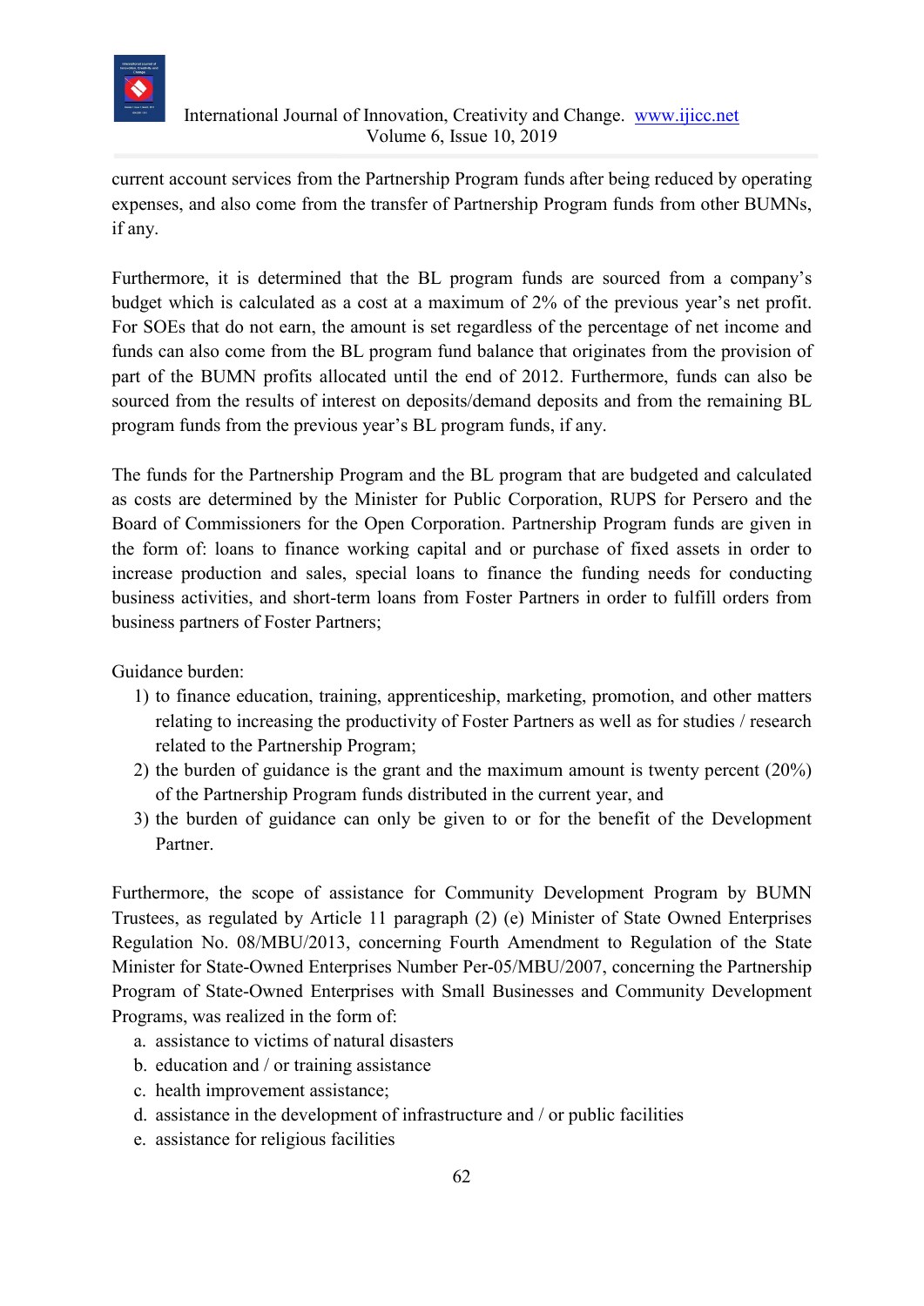current account services from the Partnership Program funds after being reduced by operating expenses, and also come from the transfer of Partnership Program funds from other BUMNs, if any.

Furthermore, it is determined that the BL program funds are sourced from a company's budget which is calculated as a cost at a maximum of 2% of the previous year's net profit. For SOEs that do not earn, the amount is set regardless of the percentage of net income and funds can also come from the BL program fund balance that originates from the provision of part of the BUMN profits allocated until the end of 2012. Furthermore, funds can also be sourced from the results of interest on deposits/demand deposits and from the remaining BL program funds from the previous year's BL program funds, if any.

The funds for the Partnership Program and the BL program that are budgeted and calculated as costs are determined by the Minister for Public Corporation, RUPS for Persero and the Board of Commissioners for the Open Corporation. Partnership Program funds are given in the form of: loans to finance working capital and or purchase of fixed assets in order to increase production and sales, special loans to finance the funding needs for conducting business activities, and short-term loans from Foster Partners in order to fulfill orders from business partners of Foster Partners;

Guidance burden:

1) to finance education, training, apprenticeship, marketing, promotion, and other matters relating to increasing the productivity of Foster Partners as well as for studies / research related to the Partnership Program;
2) the burden of guidance is the grant and the maximum amount is twenty percent (20%) of the Partnership Program funds distributed in the current year, and
3) the burden of guidance can only be given to or for the benefit of the Development Partner.

Furthermore, the scope of assistance for Community Development Program by BUMN Trustees, as regulated by Article 11 paragraph (2) (e) Minister of State Owned Enterprises Regulation No. 08/MBU/2013, concerning Fourth Amendment to Regulation of the State Minister for State-Owned Enterprises Number Per-05/MBU/2007, concerning the Partnership Program of State-Owned Enterprises with Small Businesses and Community Development Programs, was realized in the form of:

a. assistance to victims of natural disasters
b. education and / or training assistance
c. health improvement assistance;
d. assistance in the development of infrastructure and / or public facilities
e. assistance for religious facilities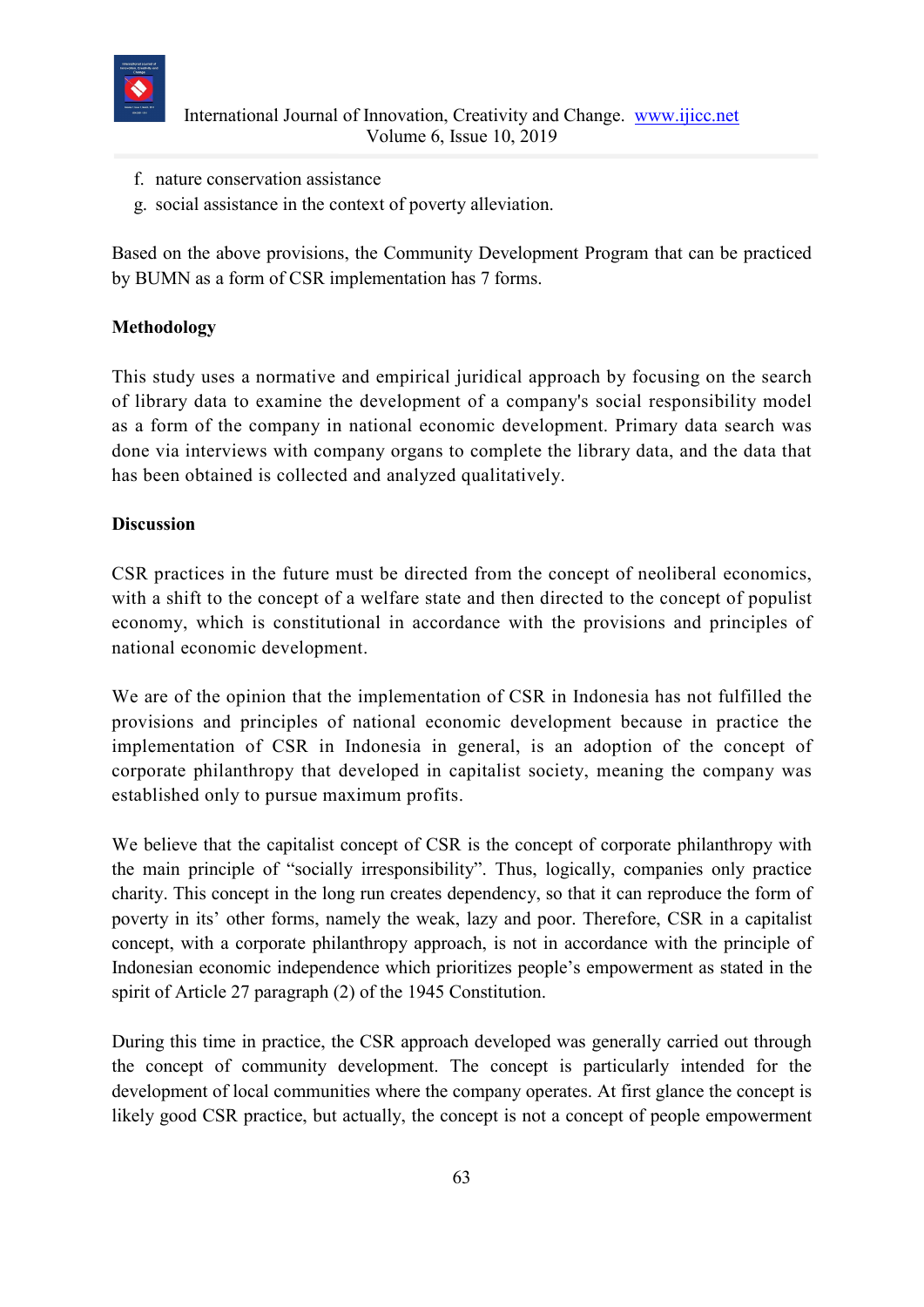f. nature conservation assistance
g. social assistance in the context of poverty alleviation.

Based on the above provisions, the Community Development Program that can be practiced by BUMN as a form of CSR implementation has 7 forms.

**Methodology**

This study uses a normative and empirical juridical approach by focusing on the search of library data to examine the development of a company's social responsibility model as a form of the company in national economic development. Primary data search was done via interviews with company organs to complete the library data, and the data that has been obtained is collected and analyzed qualitatively.

**Discussion**

CSR practices in the future must be directed from the concept of neoliberal economics, with a shift to the concept of a welfare state and then directed to the concept of populist economy, which is constitutional in accordance with the provisions and principles of national economic development.

We are of the opinion that the implementation of CSR in Indonesia has not fulfilled the provisions and principles of national economic development because in practice the implementation of CSR in Indonesia in general, is an adoption of the concept of corporate philanthropy that developed in capitalist society, meaning the company was established only to pursue maximum profits.

We believe that the capitalist concept of CSR is the concept of corporate philanthropy with the main principle of "socially irresponsibility". Thus, logically, companies only practice charity. This concept in the long run creates dependency, so that it can reproduce the form of poverty in its' other forms, namely the weak, lazy and poor. Therefore, CSR in a capitalist concept, with a corporate philanthropy approach, is not in accordance with the principle of Indonesian economic independence which prioritizes people's empowerment as stated in the spirit of Article 27 paragraph (2) of the 1945 Constitution.

During this time in practice, the CSR approach developed was generally carried out through the concept of community development. The concept is particularly intended for the development of local communities where the company operates. At first glance the concept is likely good CSR practice, but actually, the concept is not a concept of people empowerment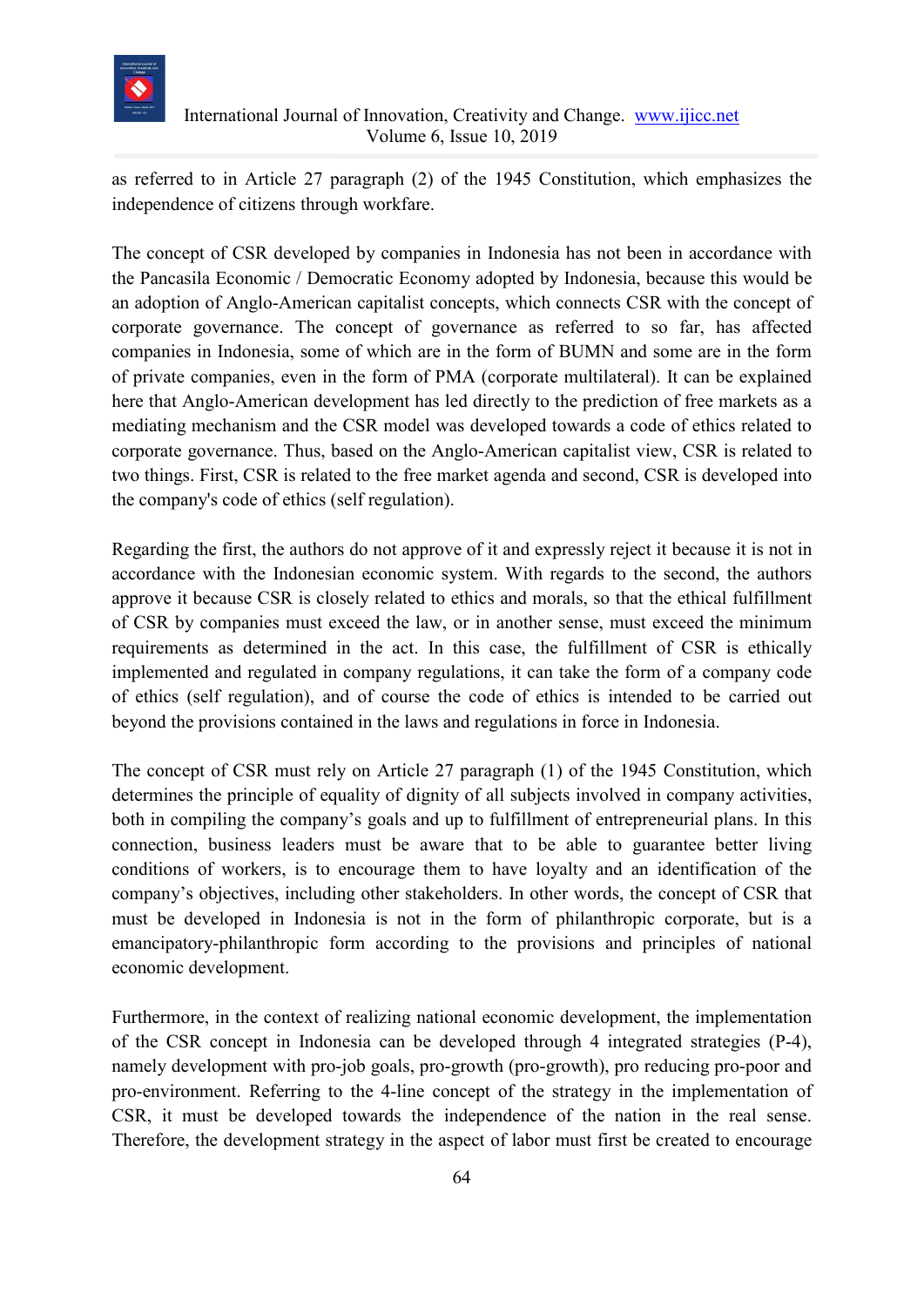as referred to in Article 27 paragraph (2) of the 1945 Constitution, which emphasizes the independence of citizens through workfare.

The concept of CSR developed by companies in Indonesia has not been in accordance with the Pancasila Economic / Democratic Economy adopted by Indonesia, because this would be an adoption of Anglo-American capitalist concepts, which connects CSR with the concept of corporate governance. The concept of governance as referred to so far, has affected companies in Indonesia, some of which are in the form of BUMN and some are in the form of private companies, even in the form of PMA (corporate multilateral). It can be explained here that Anglo-American development has led directly to the prediction of free markets as a mediating mechanism and the CSR model was developed towards a code of ethics related to corporate governance. Thus, based on the Anglo-American capitalist view, CSR is related to two things. First, CSR is related to the free market agenda and second, CSR is developed into the company's code of ethics (self regulation).

Regarding the first, the authors do not approve of it and expressly reject it because it is not in accordance with the Indonesian economic system. With regards to the second, the authors approve it because CSR is closely related to ethics and morals, so that the ethical fulfillment of CSR by companies must exceed the law, or in another sense, must exceed the minimum requirements as determined in the act. In this case, the fulfillment of CSR is ethically implemented and regulated in company regulations, it can take the form of a company code of ethics (self regulation), and of course the code of ethics is intended to be carried out beyond the provisions contained in the laws and regulations in force in Indonesia.

The concept of CSR must rely on Article 27 paragraph (1) of the 1945 Constitution, which determines the principle of equality of dignity of all subjects involved in company activities, both in compiling the company's goals and up to fulfillment of entrepreneurial plans. In this connection, business leaders must be aware that to be able to guarantee better living conditions of workers, is to encourage them to have loyalty and an identification of the company's objectives, including other stakeholders. In other words, the concept of CSR that must be developed in Indonesia is not in the form of philanthropic corporate, but is a emancipatory-philanthropic form according to the provisions and principles of national economic development.

Furthermore, in the context of realizing national economic development, the implementation of the CSR concept in Indonesia can be developed through 4 integrated strategies (P-4), namely development with pro-job goals, pro-growth (pro-growth), pro reducing pro-poor and pro-environment. Referring to the 4-line concept of the strategy in the implementation of CSR, it must be developed towards the independence of the nation in the real sense. Therefore, the development strategy in the aspect of labor must first be created to encourage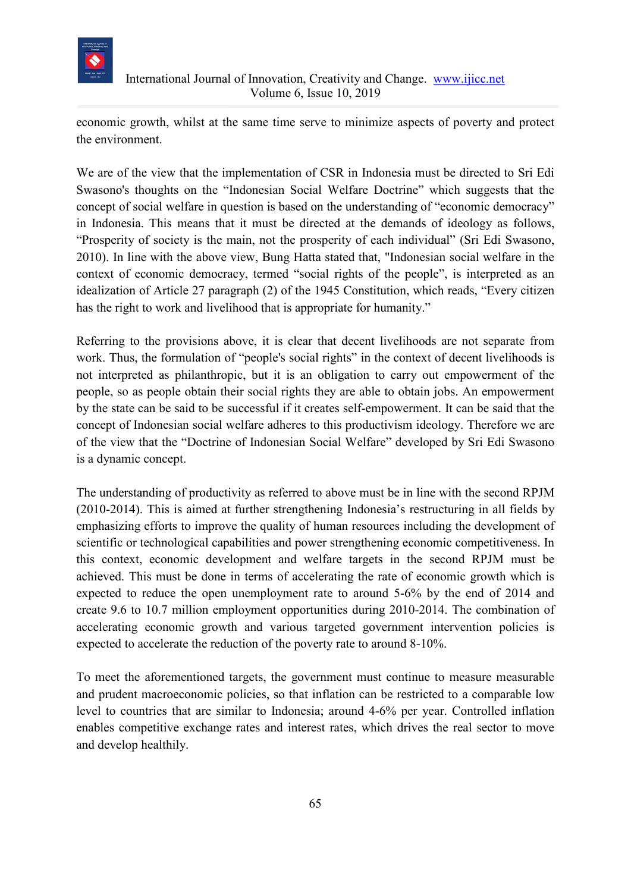economic growth, whilst at the same time serve to minimize aspects of poverty and protect the environment.

We are of the view that the implementation of CSR in Indonesia must be directed to Sri Edi Swasono's thoughts on the "Indonesian Social Welfare Doctrine" which suggests that the concept of social welfare in question is based on the understanding of "economic democracy" in Indonesia. This means that it must be directed at the demands of ideology as follows, "Prosperity of society is the main, not the prosperity of each individual" (Sri Edi Swasono, 2010). In line with the above view, Bung Hatta stated that, "Indonesian social welfare in the context of economic democracy, termed "social rights of the people", is interpreted as an idealization of Article 27 paragraph (2) of the 1945 Constitution, which reads, "Every citizen has the right to work and livelihood that is appropriate for humanity."

Referring to the provisions above, it is clear that decent livelihoods are not separate from work. Thus, the formulation of "people's social rights" in the context of decent livelihoods is not interpreted as philanthropic, but it is an obligation to carry out empowerment of the people, so as people obtain their social rights they are able to obtain jobs. An empowerment by the state can be said to be successful if it creates self-empowerment. It can be said that the concept of Indonesian social welfare adheres to this productivism ideology. Therefore we are of the view that the "Doctrine of Indonesian Social Welfare" developed by Sri Edi Swasono is a dynamic concept.

The understanding of productivity as referred to above must be in line with the second RPJM (2010-2014). This is aimed at further strengthening Indonesia's restructuring in all fields by emphasizing efforts to improve the quality of human resources including the development of scientific or technological capabilities and power strengthening economic competitiveness. In this context, economic development and welfare targets in the second RPJM must be achieved. This must be done in terms of accelerating the rate of economic growth which is expected to reduce the open unemployment rate to around 5-6% by the end of 2014 and create 9.6 to 10.7 million employment opportunities during 2010-2014. The combination of accelerating economic growth and various targeted government intervention policies is expected to accelerate the reduction of the poverty rate to around 8-10%.

To meet the aforementioned targets, the government must continue to measure measurable and prudent macroeconomic policies, so that inflation can be restricted to a comparable low level to countries that are similar to Indonesia; around 4-6% per year. Controlled inflation enables competitive exchange rates and interest rates, which drives the real sector to move and develop healthily.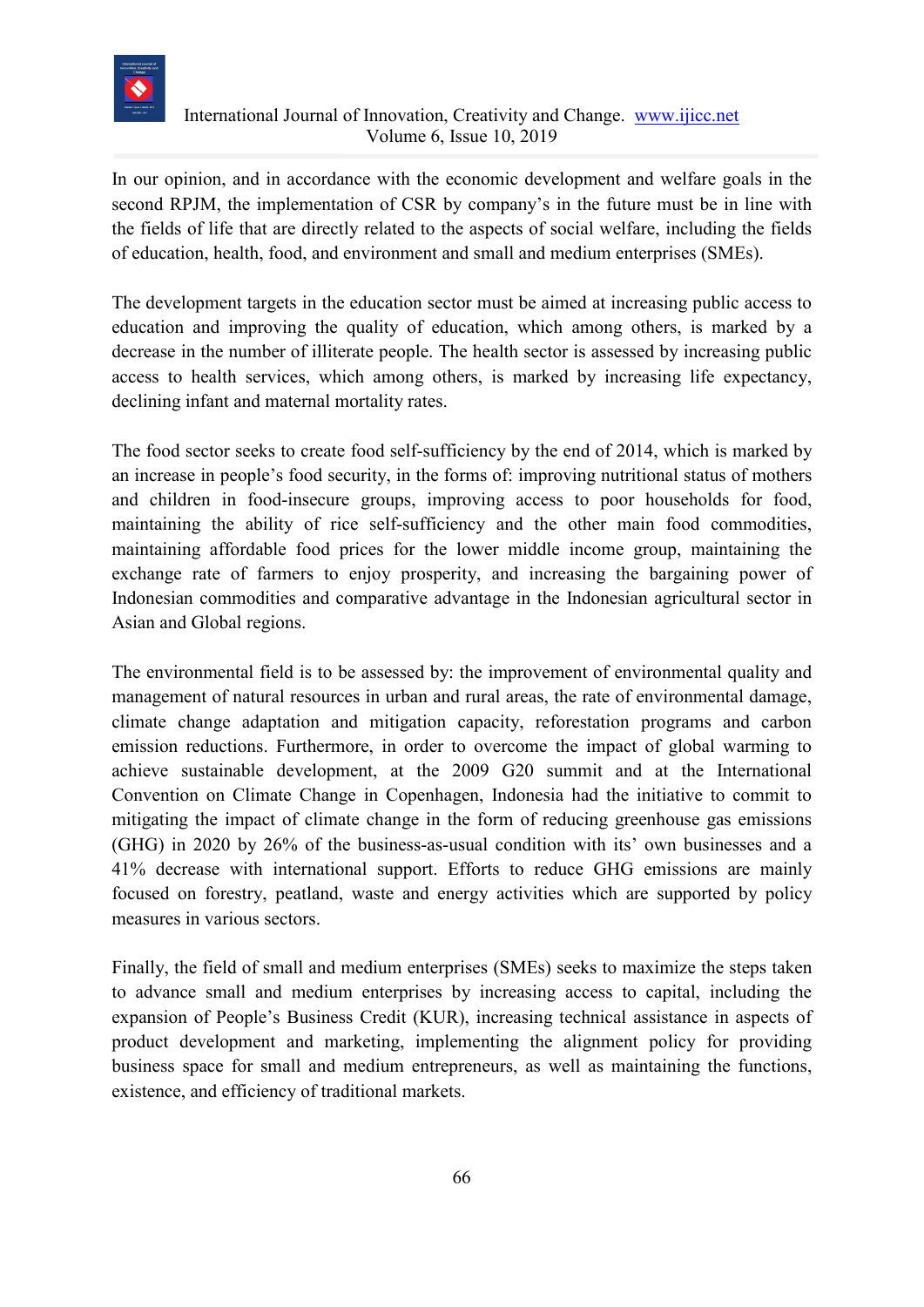In our opinion, and in accordance with the economic development and welfare goals in the second RPJM, the implementation of CSR by company's in the future must be in line with the fields of life that are directly related to the aspects of social welfare, including the fields of education, health, food, and environment and small and medium enterprises (SMEs).

The development targets in the education sector must be aimed at increasing public access to education and improving the quality of education, which among others, is marked by a decrease in the number of illiterate people. The health sector is assessed by increasing public access to health services, which among others, is marked by increasing life expectancy, declining infant and maternal mortality rates.

The food sector seeks to create food self-sufficiency by the end of 2014, which is marked by an increase in people's food security, in the forms of: improving nutritional status of mothers and children in food-insecure groups, improving access to poor households for food, maintaining the ability of rice self-sufficiency and the other main food commodities, maintaining affordable food prices for the lower middle income group, maintaining the exchange rate of farmers to enjoy prosperity, and increasing the bargaining power of Indonesian commodities and comparative advantage in the Indonesian agricultural sector in Asian and Global regions.

The environmental field is to be assessed by: the improvement of environmental quality and management of natural resources in urban and rural areas, the rate of environmental damage, climate change adaptation and mitigation capacity, reforestation programs and carbon emission reductions. Furthermore, in order to overcome the impact of global warming to achieve sustainable development, at the 2009 G20 summit and at the International Convention on Climate Change in Copenhagen, Indonesia had the initiative to commit to mitigating the impact of climate change in the form of reducing greenhouse gas emissions (GHG) in 2020 by 26% of the business-as-usual condition with its' own businesses and a 41% decrease with international support. Efforts to reduce GHG emissions are mainly focused on forestry, peatland, waste and energy activities which are supported by policy measures in various sectors.

Finally, the field of small and medium enterprises (SMEs) seeks to maximize the steps taken to advance small and medium enterprises by increasing access to capital, including the expansion of People's Business Credit (KUR), increasing technical assistance in aspects of product development and marketing, implementing the alignment policy for providing business space for small and medium entrepreneurs, as well as maintaining the functions, existence, and efficiency of traditional markets.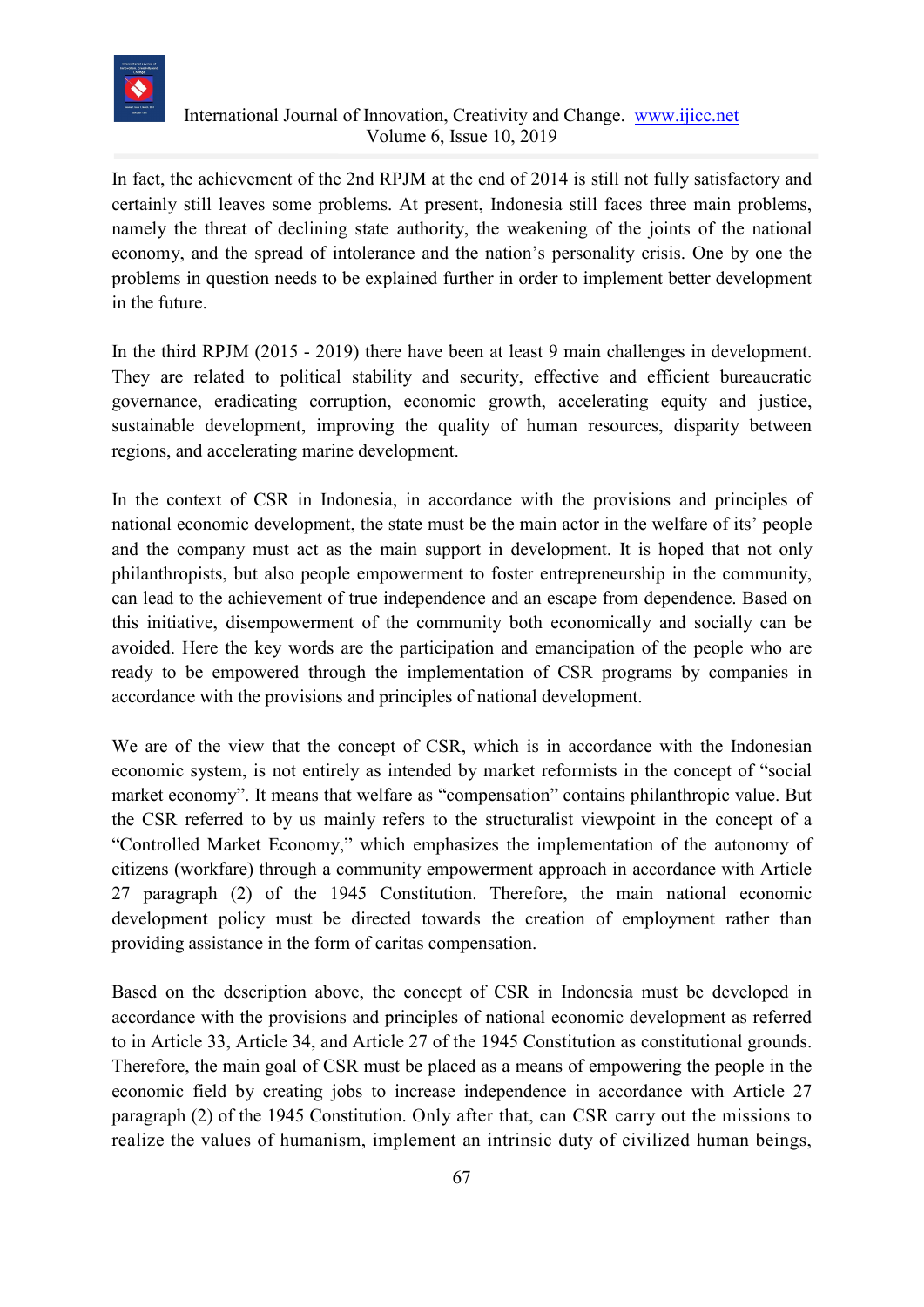In fact, the achievement of the 2nd RPJM at the end of 2014 is still not fully satisfactory and certainly still leaves some problems. At present, Indonesia still faces three main problems, namely the threat of declining state authority, the weakening of the joints of the national economy, and the spread of intolerance and the nation's personality crisis. One by one the problems in question needs to be explained further in order to implement better development in the future.

In the third RPJM (2015 - 2019) there have been at least 9 main challenges in development. They are related to political stability and security, effective and efficient bureaucratic governance, eradicating corruption, economic growth, accelerating equity and justice, sustainable development, improving the quality of human resources, disparity between regions, and accelerating marine development.

In the context of CSR in Indonesia, in accordance with the provisions and principles of national economic development, the state must be the main actor in the welfare of its' people and the company must act as the main support in development. It is hoped that not only philanthropists, but also people empowerment to foster entrepreneurship in the community, can lead to the achievement of true independence and an escape from dependence. Based on this initiative, disempowerment of the community both economically and socially can be avoided. Here the key words are the participation and emancipation of the people who are ready to be empowered through the implementation of CSR programs by companies in accordance with the provisions and principles of national development.

We are of the view that the concept of CSR, which is in accordance with the Indonesian economic system, is not entirely as intended by market reformists in the concept of "social market economy". It means that welfare as "compensation" contains philanthropic value. But the CSR referred to by us mainly refers to the structuralist viewpoint in the concept of a "Controlled Market Economy," which emphasizes the implementation of the autonomy of citizens (workfare) through a community empowerment approach in accordance with Article 27 paragraph (2) of the 1945 Constitution. Therefore, the main national economic development policy must be directed towards the creation of employment rather than providing assistance in the form of caritas compensation.

Based on the description above, the concept of CSR in Indonesia must be developed in accordance with the provisions and principles of national economic development as referred to in Article 33, Article 34, and Article 27 of the 1945 Constitution as constitutional grounds. Therefore, the main goal of CSR must be placed as a means of empowering the people in the economic field by creating jobs to increase independence in accordance with Article 27 paragraph (2) of the 1945 Constitution. Only after that, can CSR carry out the missions to realize the values of humanism, implement an intrinsic duty of civilized human beings,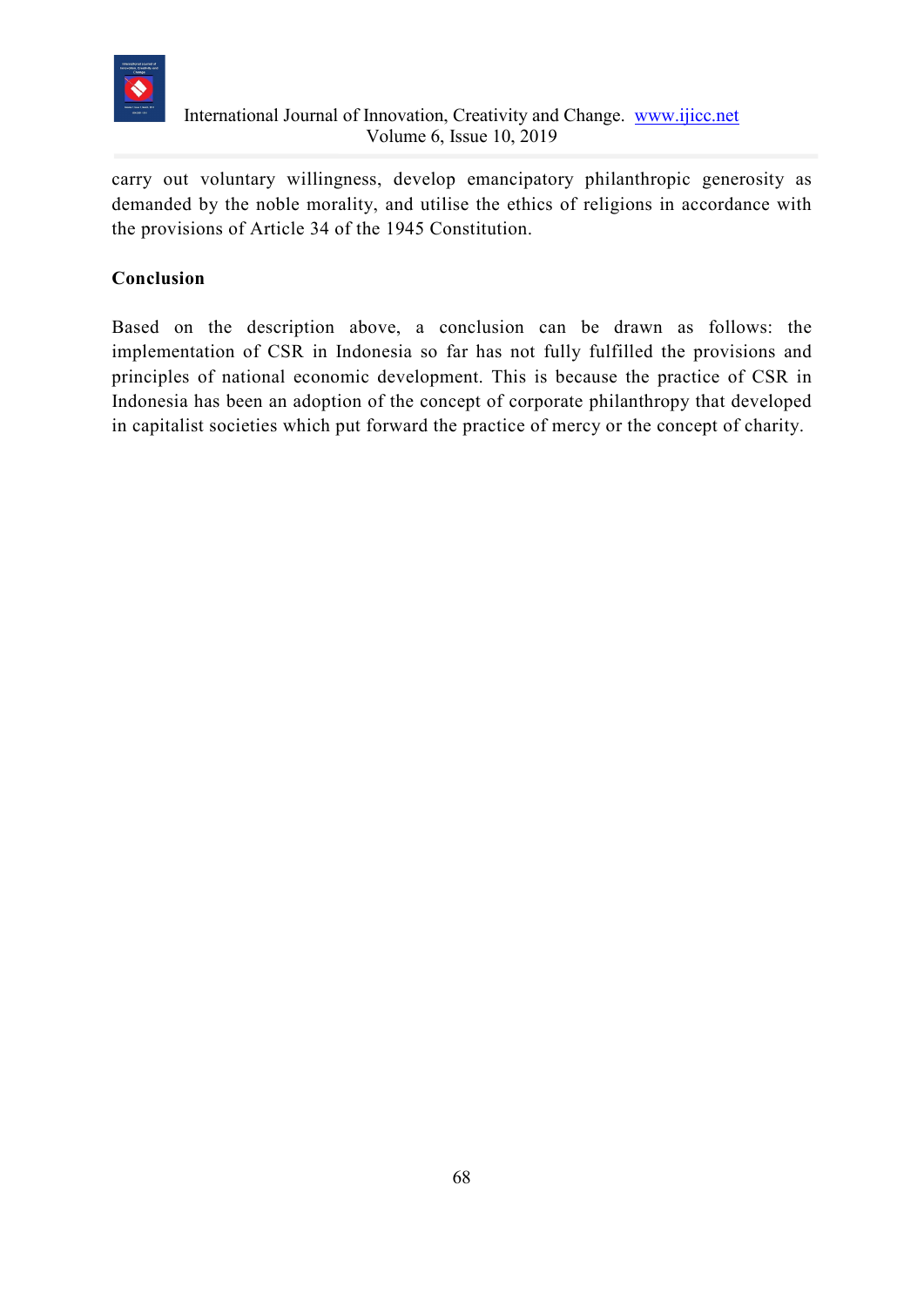carry out voluntary willingness, develop emancipatory philanthropic generosity as demanded by the noble morality, and utilise the ethics of religions in accordance with the provisions of Article 34 of the 1945 Constitution.

## Conclusion

Based on the description above, a conclusion can be drawn as follows: the implementation of CSR in Indonesia so far has not fully fulfilled the provisions and principles of national economic development. This is because the practice of CSR in Indonesia has been an adoption of the concept of corporate philanthropy that developed in capitalist societies which put forward the practice of mercy or the concept of charity.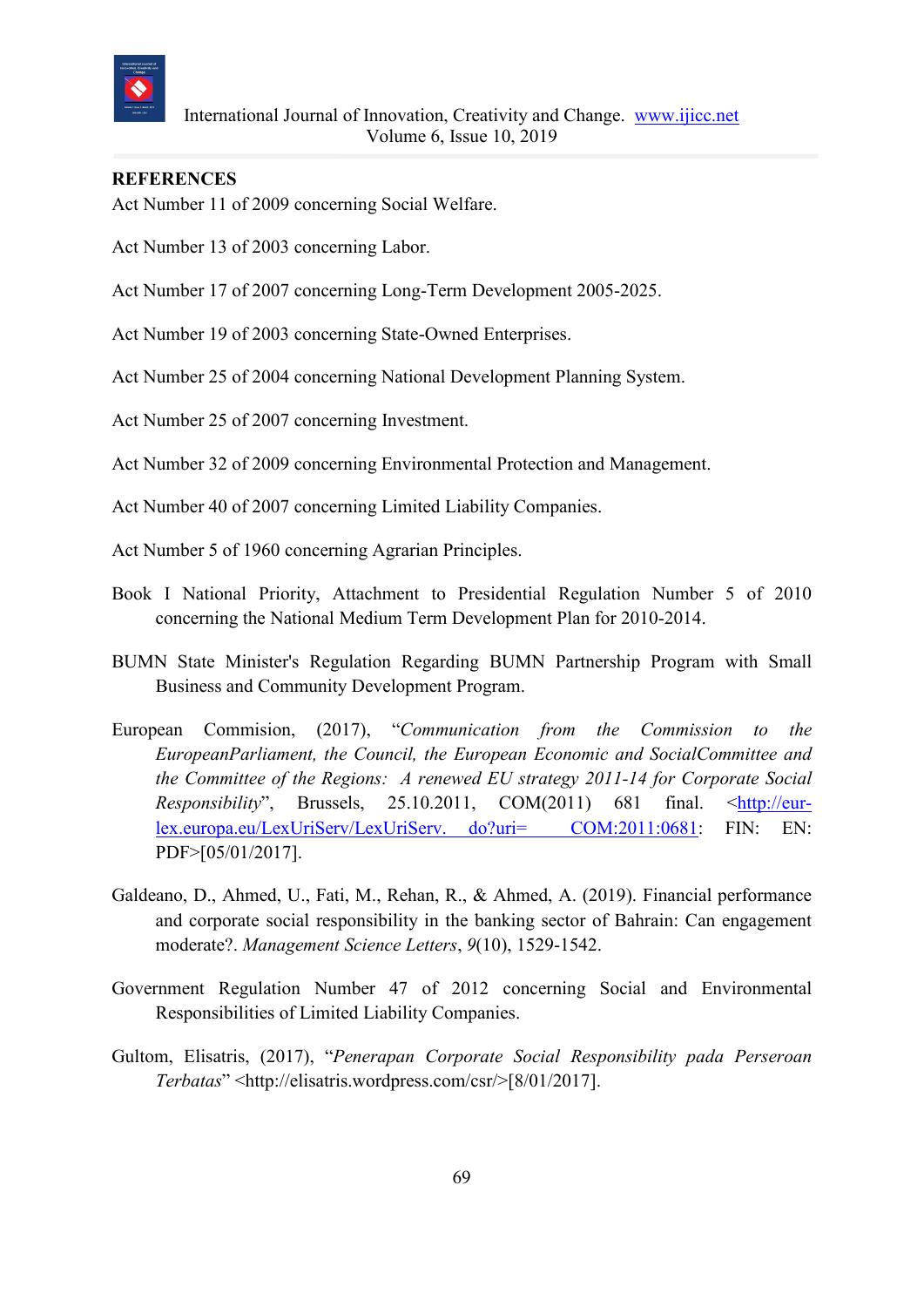## REFERENCES

Act Number 11 of 2009 concerning Social Welfare.

Act Number 13 of 2003 concerning Labor.

Act Number 17 of 2007 concerning Long-Term Development 2005-2025.

Act Number 19 of 2003 concerning State-Owned Enterprises.

Act Number 25 of 2004 concerning National Development Planning System.

Act Number 25 of 2007 concerning Investment.

Act Number 32 of 2009 concerning Environmental Protection and Management.

Act Number 40 of 2007 concerning Limited Liability Companies.

Act Number 5 of 1960 concerning Agrarian Principles.

Book I National Priority, Attachment to Presidential Regulation Number 5 of 2010 concerning the National Medium Term Development Plan for 2010-2014.

BUMN State Minister's Regulation Regarding BUMN Partnership Program with Small Business and Community Development Program.

European Commision, (2017), "*Communication from the Commission to the EuropeanParliament, the Council, the European Economic and SocialCommittee and the Committee of the Regions: A renewed EU strategy 2011-14 for Corporate Social Responsibility*", Brussels, 25.10.2011, COM(2011) 681 final. <http://eur-lex.europa.eu/LexUriServ/LexUriServ. do?uri= COM:2011:0681: FIN: EN: PDF>[05/01/2017].

Galdeano, D., Ahmed, U., Fati, M., Rehan, R., & Ahmed, A. (2019). Financial performance and corporate social responsibility in the banking sector of Bahrain: Can engagement moderate?. *Management Science Letters*, *9*(10), 1529-1542.

Government Regulation Number 47 of 2012 concerning Social and Environmental Responsibilities of Limited Liability Companies.

Gultom, Elisatris, (2017), "*Penerapan Corporate Social Responsibility pada Perseroan Terbatas*" <http://elisatris.wordpress.com/csr/>[8/01/2017].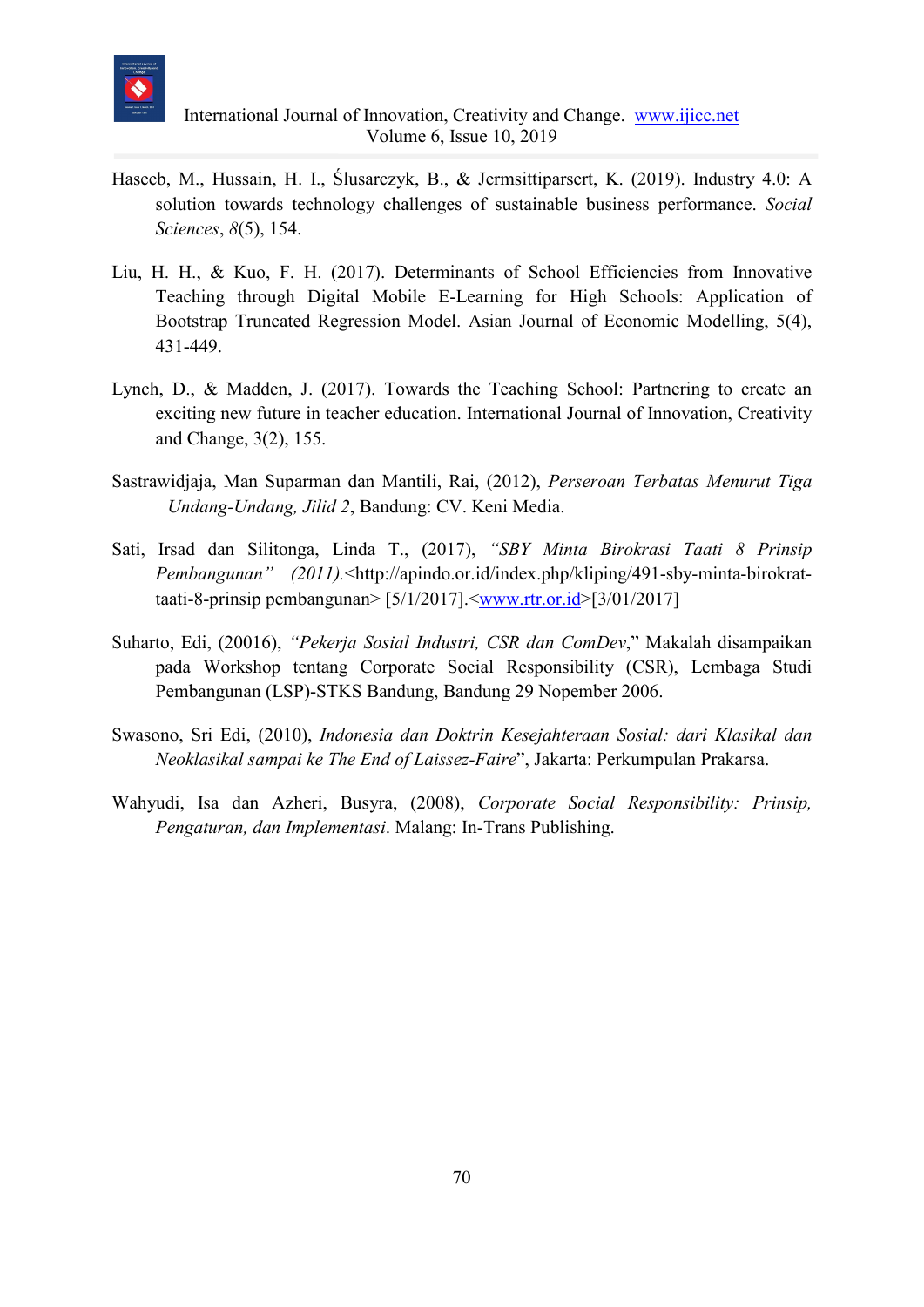Haseeb, M., Hussain, H. I., Ślusarczyk, B., & Jermsittiparsert, K. (2019). Industry 4.0: A solution towards technology challenges of sustainable business performance. *Social Sciences*, *8*(5), 154.

Liu, H. H., & Kuo, F. H. (2017). Determinants of School Efficiencies from Innovative Teaching through Digital Mobile E-Learning for High Schools: Application of Bootstrap Truncated Regression Model. Asian Journal of Economic Modelling, 5(4), 431-449.

Lynch, D., & Madden, J. (2017). Towards the Teaching School: Partnering to create an exciting new future in teacher education. International Journal of Innovation, Creativity and Change, 3(2), 155.

Sastrawidjaja, Man Suparman dan Mantili, Rai, (2012), *Perseroan Terbatas Menurut Tiga Undang-Undang, Jilid 2*, Bandung: CV. Keni Media.

Sati, Irsad dan Silitonga, Linda T., (2017), *"SBY Minta Birokrasi Taati 8 Prinsip Pembangunan" (2011).*<http://apindo.or.id/index.php/kliping/491-sby-minta-birokrat-taati-8-prinsip pembangunan> [5/1/2017].<www.rtr.or.id>[3/01/2017]

Suharto, Edi, (20016), *"Pekerja Sosial Industri, CSR dan ComDev*," Makalah disampaikan pada Workshop tentang Corporate Social Responsibility (CSR), Lembaga Studi Pembangunan (LSP)-STKS Bandung, Bandung 29 Nopember 2006.

Swasono, Sri Edi, (2010), *Indonesia dan Doktrin Kesejahteraan Sosial: dari Klasikal dan Neoklasikal sampai ke The End of Laissez-Faire*", Jakarta: Perkumpulan Prakarsa.

Wahyudi, Isa dan Azheri, Busyra, (2008), *Corporate Social Responsibility: Prinsip, Pengaturan, dan Implementasi*. Malang: In-Trans Publishing.